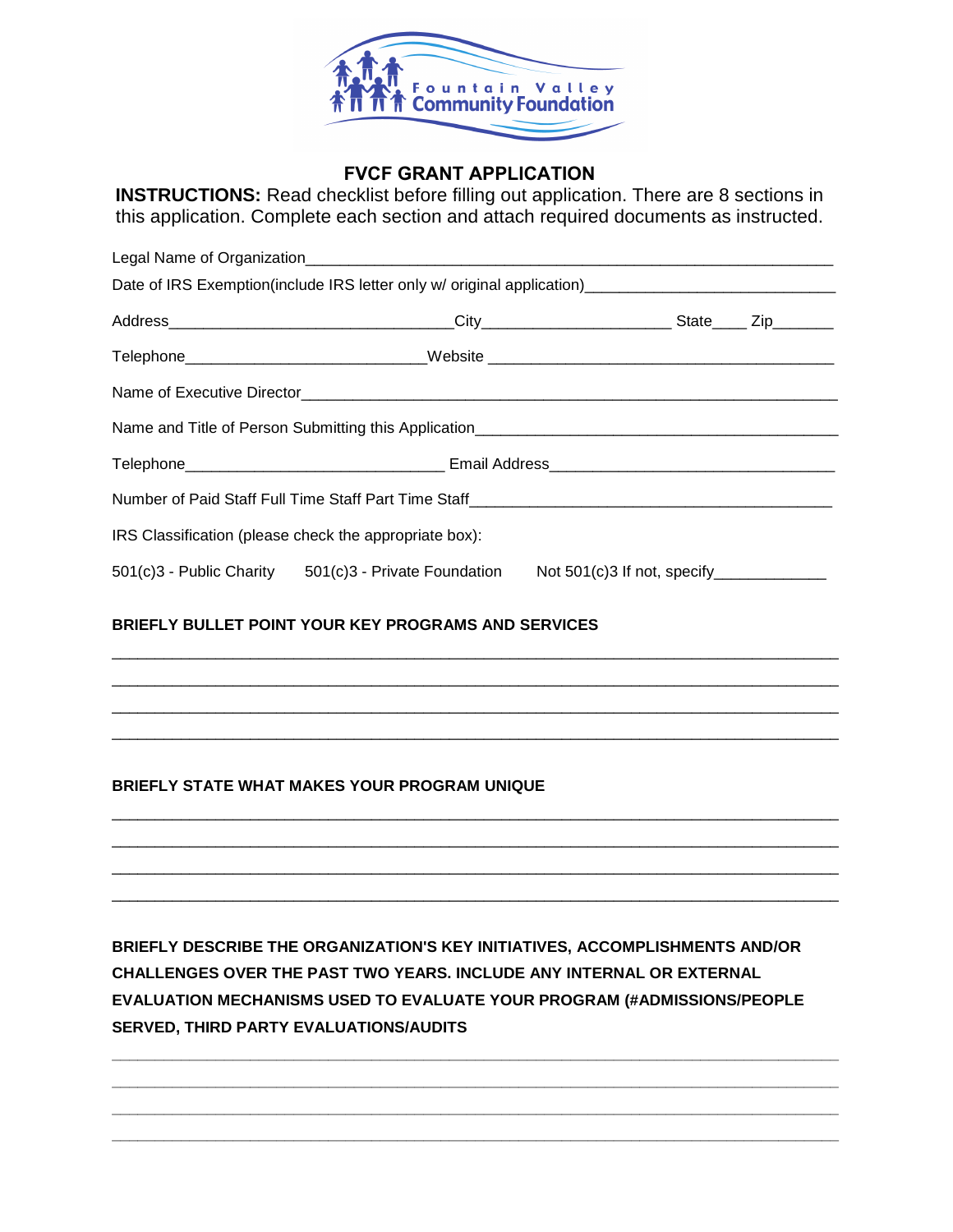# FVCF GRANT APPLICATION

**INSTRUCTIONS:** Read checklist before filling out application. There are 8 sections in this application. Complete each section and attach required documents as instructed.

Legal Name of Organization_______________________________________________________________

Date of IRS Exemption(include IRS letter only w/ original application)____________________________

Address________________________________City_____________________ State____ Zip_______

Telephone___________________________Website ________________________________________

Name of Executive Director_________________________________________________________________

Name and Title of Person Submitting this Application_________________________________________

Telephone_____________________________ Email Address________________________________

Number of Paid Staff Full Time Staff Part Time Staff__________________________________________

IRS Classification (please check the appropriate box):

501(c)3 - Public Charity 501(c)3 - Private Foundation Not 501(c)3 If not, specify____________

**BRIEFLY BULLET POINT YOUR KEY PROGRAMS AND SERVICES**

________________________________________________________________________________

________________________________________________________________________________

________________________________________________________________________________

________________________________________________________________________________

**BRIEFLY STATE WHAT MAKES YOUR PROGRAM UNIQUE**

________________________________________________________________________________

________________________________________________________________________________

________________________________________________________________________________

________________________________________________________________________________

**BRIEFLY DESCRIBE THE ORGANIZATION'S KEY INITIATIVES, ACCOMPLISHMENTS AND/OR CHALLENGES OVER THE PAST TWO YEARS. INCLUDE ANY INTERNAL OR EXTERNAL EVALUATION MECHANISMS USED TO EVALUATE YOUR PROGRAM (#ADMISSIONS/PEOPLE SERVED, THIRD PARTY EVALUATIONS/AUDITS**

________________________________________________________________________________

________________________________________________________________________________

________________________________________________________________________________

________________________________________________________________________________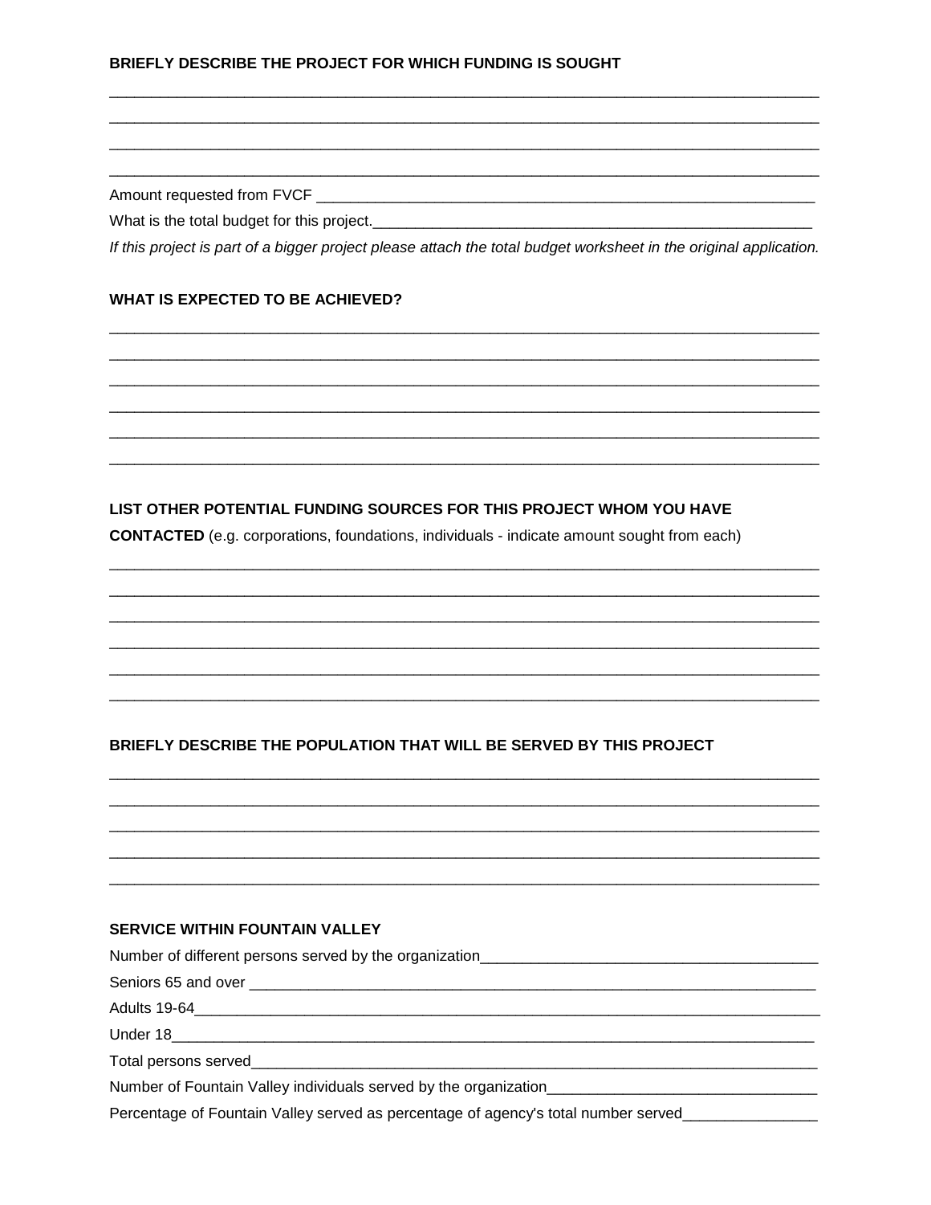**BRIEFLY DESCRIBE THE PROJECT FOR WHICH FUNDING IS SOUGHT**

________________________________________________________________________________
________________________________________________________________________________
________________________________________________________________________________
________________________________________________________________________________

Amount requested from FVCF ______________________________________________________

What is the total budget for this project.________________________________________________

*If this project is part of a bigger project please attach the total budget worksheet in the original application.*

**WHAT IS EXPECTED TO BE ACHIEVED?**

________________________________________________________________________________
________________________________________________________________________________
________________________________________________________________________________
________________________________________________________________________________
________________________________________________________________________________
________________________________________________________________________________

**LIST OTHER POTENTIAL FUNDING SOURCES FOR THIS PROJECT WHOM YOU HAVE CONTACTED** (e.g. corporations, foundations, individuals - indicate amount sought from each)

________________________________________________________________________________
________________________________________________________________________________
________________________________________________________________________________
________________________________________________________________________________
________________________________________________________________________________
________________________________________________________________________________

**BRIEFLY DESCRIBE THE POPULATION THAT WILL BE SERVED BY THIS PROJECT**

________________________________________________________________________________
________________________________________________________________________________
________________________________________________________________________________
________________________________________________________________________________
________________________________________________________________________________

**SERVICE WITHIN FOUNTAIN VALLEY**

Number of different persons served by the organization________________________________________

Seniors 65 and over ________________________________________________________________

Adults 19-64______________________________________________________________________

Under 18_________________________________________________________________________

Total persons served________________________________________________________________

Number of Fountain Valley individuals served by the organization______________________________

Percentage of Fountain Valley served as percentage of agency's total number served________________